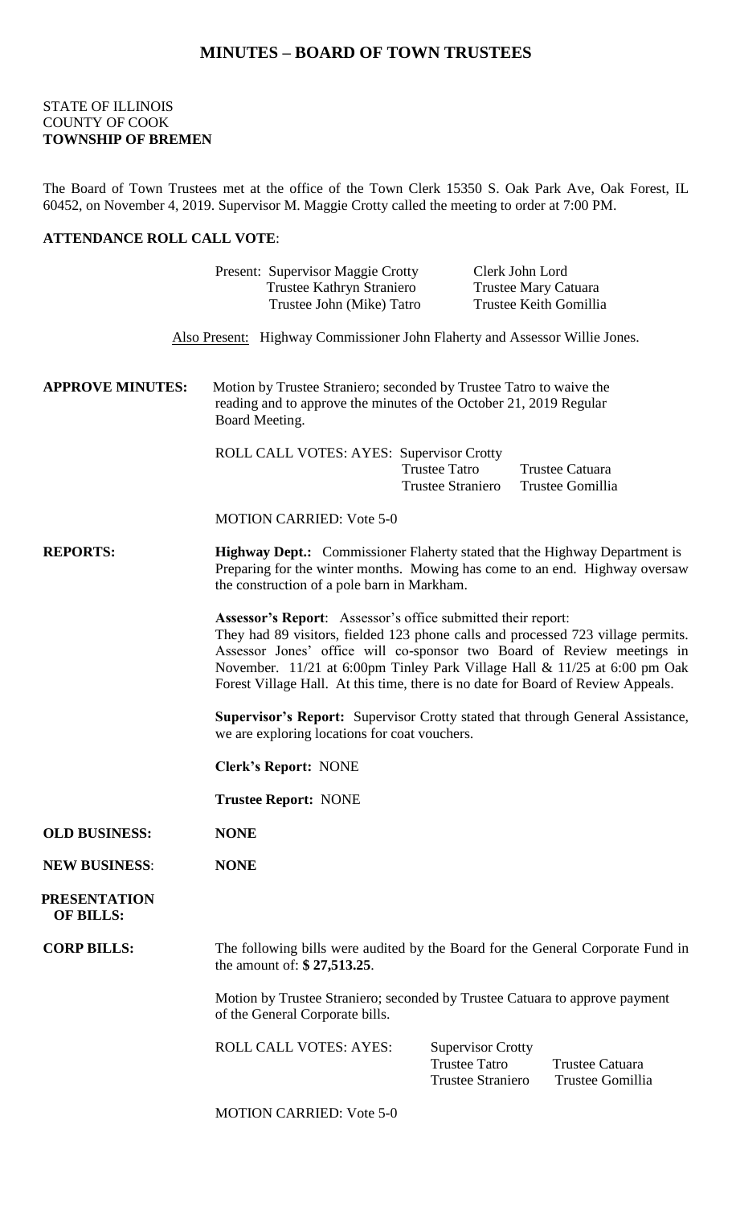# MINUTES – BOARD OF TOWN TRUSTEES

STATE OF ILLINOIS
COUNTY OF COOK
**TOWNSHIP OF BREMEN**

The Board of Town Trustees met at the office of the Town Clerk 15350 S. Oak Park Ave, Oak Forest, IL 60452, on November 4, 2019. Supervisor M. Maggie Crotty called the meeting to order at 7:00 PM.

**ATTENDANCE ROLL CALL VOTE**:

| | |
|---|---|
| Present: Supervisor Maggie Crotty | Clerk John Lord |
| Trustee Kathryn Straniero | Trustee Mary Catuara |
| Trustee John (Mike) Tatro | Trustee Keith Gomillia |

Also Present: Highway Commissioner John Flaherty and Assessor Willie Jones.

**APPROVE MINUTES:** Motion by Trustee Straniero; seconded by Trustee Tatro to waive the reading and to approve the minutes of the October 21, 2019 Regular Board Meeting.

ROLL CALL VOTES: AYES: Supervisor Crotty
Trustee Tatro    Trustee Catuara
Trustee Straniero    Trustee Gomillia

MOTION CARRIED: Vote 5-0

**REPORTS:**

**Highway Dept.:** Commissioner Flaherty stated that the Highway Department is Preparing for the winter months. Mowing has come to an end. Highway oversaw the construction of a pole barn in Markham.

**Assessor's Report**: Assessor's office submitted their report:
They had 89 visitors, fielded 123 phone calls and processed 723 village permits. Assessor Jones' office will co-sponsor two Board of Review meetings in November. 11/21 at 6:00pm Tinley Park Village Hall & 11/25 at 6:00 pm Oak Forest Village Hall. At this time, there is no date for Board of Review Appeals.

**Supervisor's Report:** Supervisor Crotty stated that through General Assistance, we are exploring locations for coat vouchers.

**Clerk's Report:** NONE

**Trustee Report:** NONE

**OLD BUSINESS:** **NONE**

**NEW BUSINESS**: **NONE**

**PRESENTATION OF BILLS:**

**CORP BILLS:** The following bills were audited by the Board for the General Corporate Fund in the amount of: **$ 27,513.25**.

Motion by Trustee Straniero; seconded by Trustee Catuara to approve payment of the General Corporate bills.

ROLL CALL VOTES: AYES: Supervisor Crotty
Trustee Tatro    Trustee Catuara
Trustee Straniero    Trustee Gomillia

MOTION CARRIED: Vote 5-0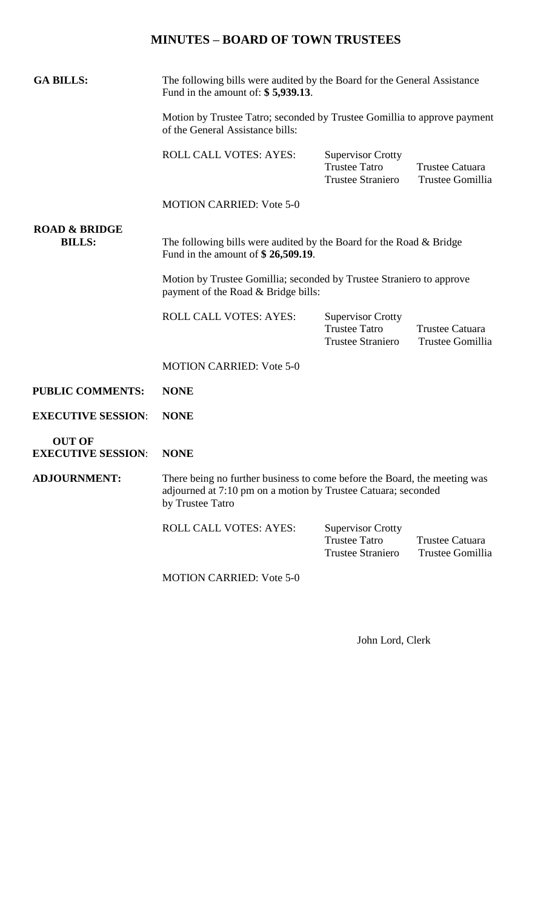# MINUTES – BOARD OF TOWN TRUSTEES

**GA BILLS:** The following bills were audited by the Board for the General Assistance Fund in the amount of: **$ 5,939.13**.

Motion by Trustee Tatro; seconded by Trustee Gomillia to approve payment of the General Assistance bills:

ROLL CALL VOTES: AYES: Supervisor Crotty, Trustee Tatro, Trustee Catuara, Trustee Straniero, Trustee Gomillia

MOTION CARRIED: Vote 5-0

**ROAD & BRIDGE BILLS:** The following bills were audited by the Board for the Road & Bridge Fund in the amount of **$ 26,509.19**.

Motion by Trustee Gomillia; seconded by Trustee Straniero to approve payment of the Road & Bridge bills:

ROLL CALL VOTES: AYES: Supervisor Crotty, Trustee Tatro, Trustee Catuara, Trustee Straniero, Trustee Gomillia

MOTION CARRIED: Vote 5-0

**PUBLIC COMMENTS:** **NONE**

**EXECUTIVE SESSION**: **NONE**

**OUT OF EXECUTIVE SESSION**: **NONE**

**ADJOURNMENT:** There being no further business to come before the Board, the meeting was adjourned at 7:10 pm on a motion by Trustee Catuara; seconded by Trustee Tatro

ROLL CALL VOTES: AYES: Supervisor Crotty, Trustee Tatro, Trustee Catuara, Trustee Straniero, Trustee Gomillia

MOTION CARRIED: Vote 5-0

John Lord, Clerk